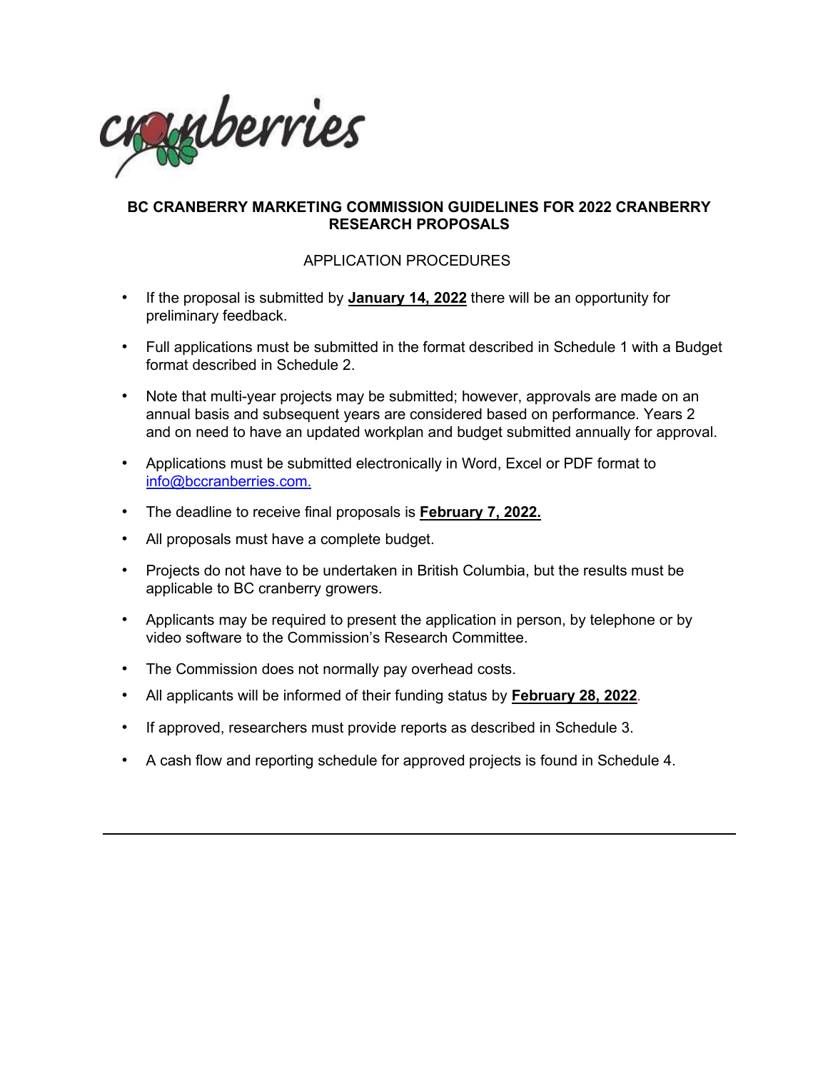# BC CRANBERRY MARKETING COMMISSION GUIDELINES FOR 2022 CRANBERRY RESEARCH PROPOSALS

## APPLICATION PROCEDURES

- If the proposal is submitted by **January 14, 2022** there will be an opportunity for preliminary feedback.
- Full applications must be submitted in the format described in Schedule 1 with a Budget format described in Schedule 2.
- Note that multi-year projects may be submitted; however, approvals are made on an annual basis and subsequent years are considered based on performance. Years 2 and on need to have an updated workplan and budget submitted annually for approval.
- Applications must be submitted electronically in Word, Excel or PDF format to info@bccranberries.com.
- The deadline to receive final proposals is **February 7, 2022.**
- All proposals must have a complete budget.
- Projects do not have to be undertaken in British Columbia, but the results must be applicable to BC cranberry growers.
- Applicants may be required to present the application in person, by telephone or by video software to the Commission's Research Committee.
- The Commission does not normally pay overhead costs.
- All applicants will be informed of their funding status by **February 28, 2022**.
- If approved, researchers must provide reports as described in Schedule 3.
- A cash flow and reporting schedule for approved projects is found in Schedule 4.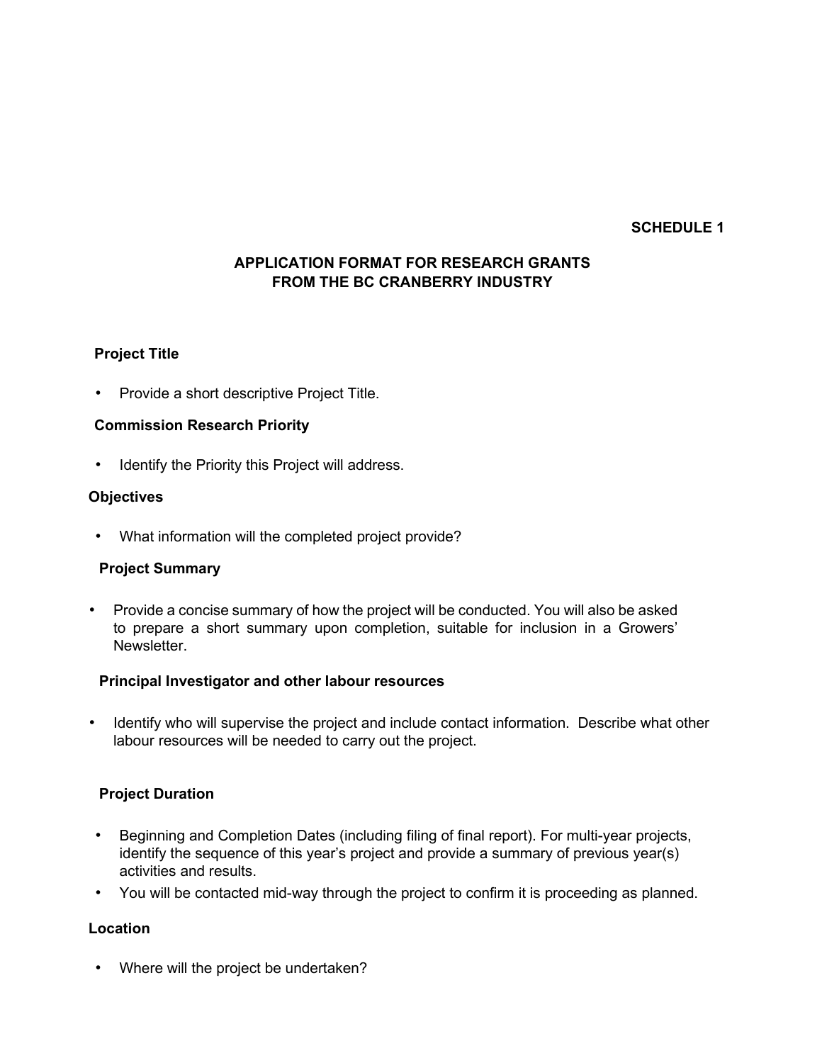**SCHEDULE 1**

# APPLICATION FORMAT FOR RESEARCH GRANTS FROM THE BC CRANBERRY INDUSTRY

## Project Title

- Provide a short descriptive Project Title.

## Commission Research Priority

- Identify the Priority this Project will address.

## Objectives

- What information will the completed project provide?

## Project Summary

- Provide a concise summary of how the project will be conducted. You will also be asked to prepare a short summary upon completion, suitable for inclusion in a Growers' Newsletter.

## Principal Investigator and other labour resources

- Identify who will supervise the project and include contact information. Describe what other labour resources will be needed to carry out the project.

## Project Duration

- Beginning and Completion Dates (including filing of final report). For multi-year projects, identify the sequence of this year's project and provide a summary of previous year(s) activities and results.
- You will be contacted mid-way through the project to confirm it is proceeding as planned.

## Location

- Where will the project be undertaken?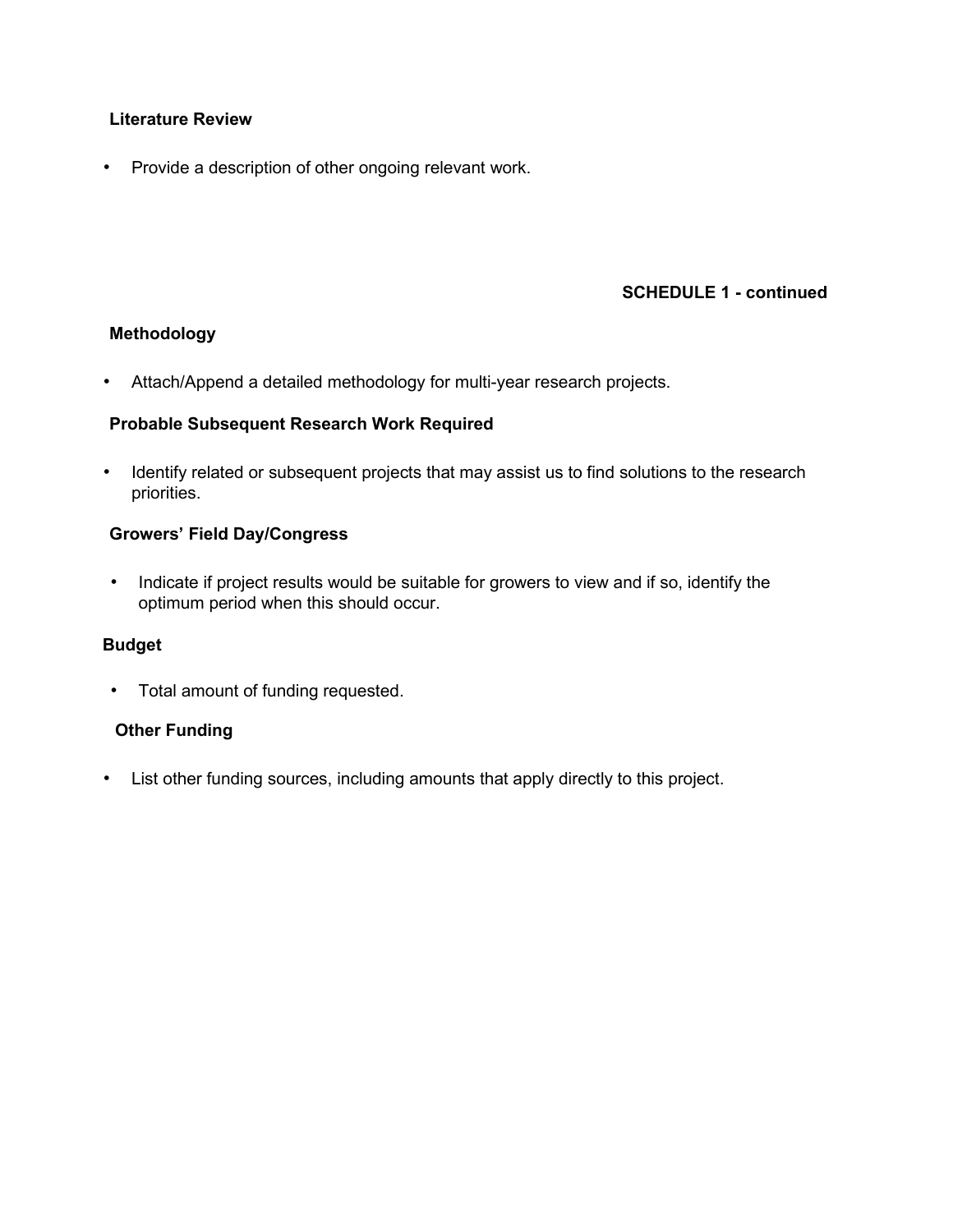**Literature Review**

- Provide a description of other ongoing relevant work.

**SCHEDULE 1 - continued**

**Methodology**

- Attach/Append a detailed methodology for multi-year research projects.

**Probable Subsequent Research Work Required**

- Identify related or subsequent projects that may assist us to find solutions to the research priorities.

**Growers' Field Day/Congress**

- Indicate if project results would be suitable for growers to view and if so, identify the optimum period when this should occur.

**Budget**

- Total amount of funding requested.

**Other Funding**

- List other funding sources, including amounts that apply directly to this project.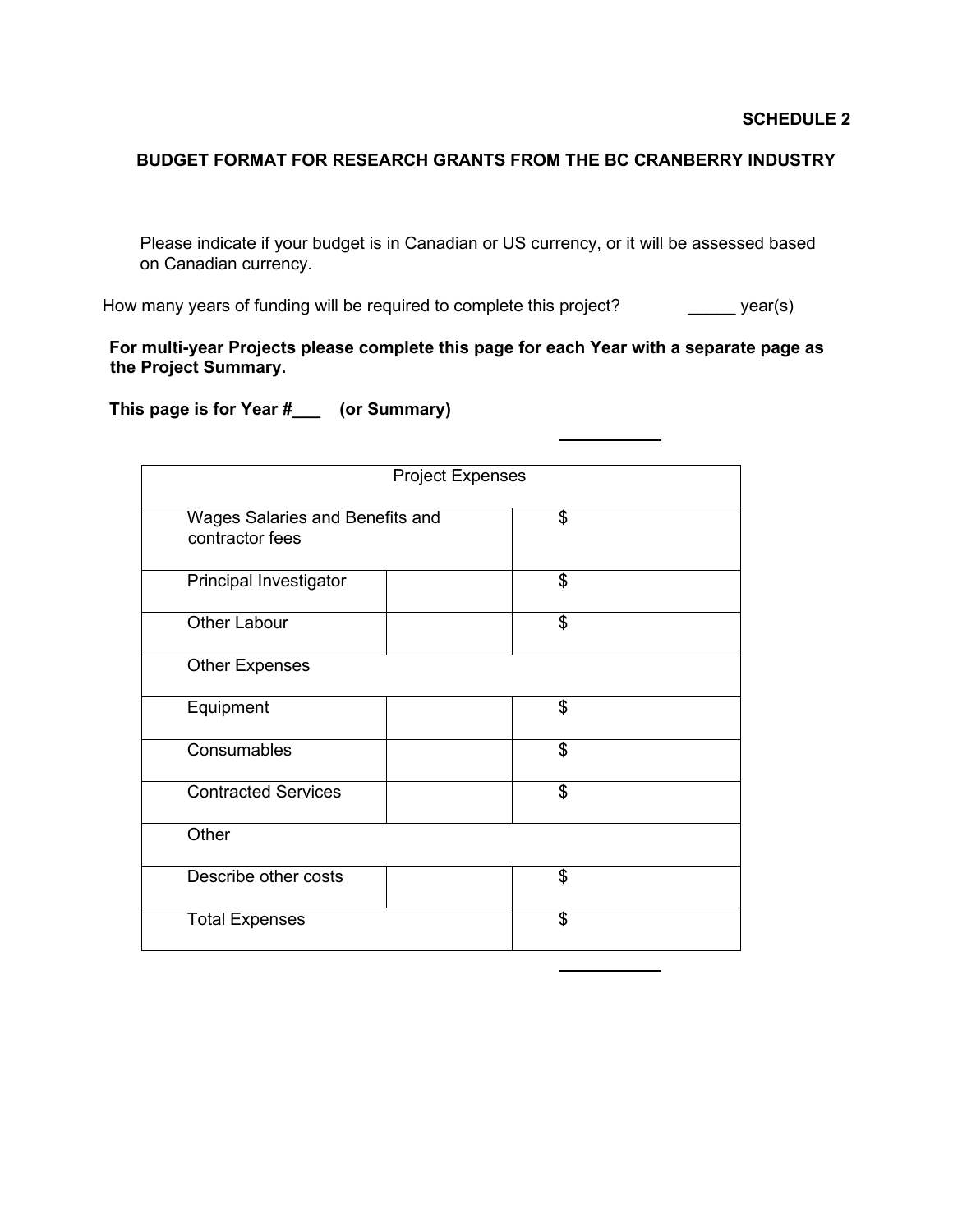**SCHEDULE 2**

**BUDGET FORMAT FOR RESEARCH GRANTS FROM THE BC CRANBERRY INDUSTRY**

Please indicate if your budget is in Canadian or US currency, or it will be assessed based on Canadian currency.

How many years of funding will be required to complete this project? _____ year(s)

**For multi-year Projects please complete this page for each Year with a separate page as the Project Summary.**

**This page is for Year #___ (or Summary)**

| Project Expenses | | |
|---|---|---|
| Wages Salaries and Benefits and contractor fees | | $ |
| Principal Investigator | | $ |
| Other Labour | | $ |
| Other Expenses | | |
| Equipment | | $ |
| Consumables | | $ |
| Contracted Services | | $ |
| Other | | |
| Describe other costs | | $ |
| Total Expenses | | $ |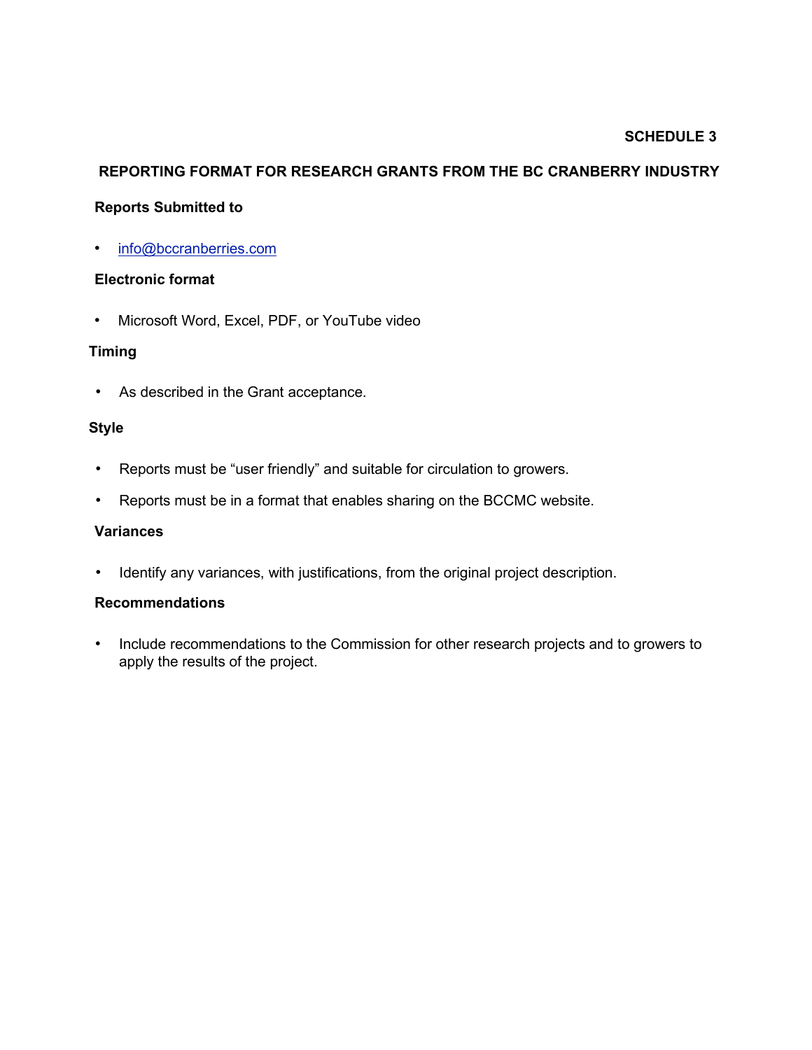**SCHEDULE 3**

## REPORTING FORMAT FOR RESEARCH GRANTS FROM THE BC CRANBERRY INDUSTRY

### Reports Submitted to

- info@bccranberries.com

### Electronic format

- Microsoft Word, Excel, PDF, or YouTube video

### Timing

- As described in the Grant acceptance.

### Style

- Reports must be "user friendly" and suitable for circulation to growers.
- Reports must be in a format that enables sharing on the BCCMC website.

### Variances

- Identify any variances, with justifications, from the original project description.

### Recommendations

- Include recommendations to the Commission for other research projects and to growers to apply the results of the project.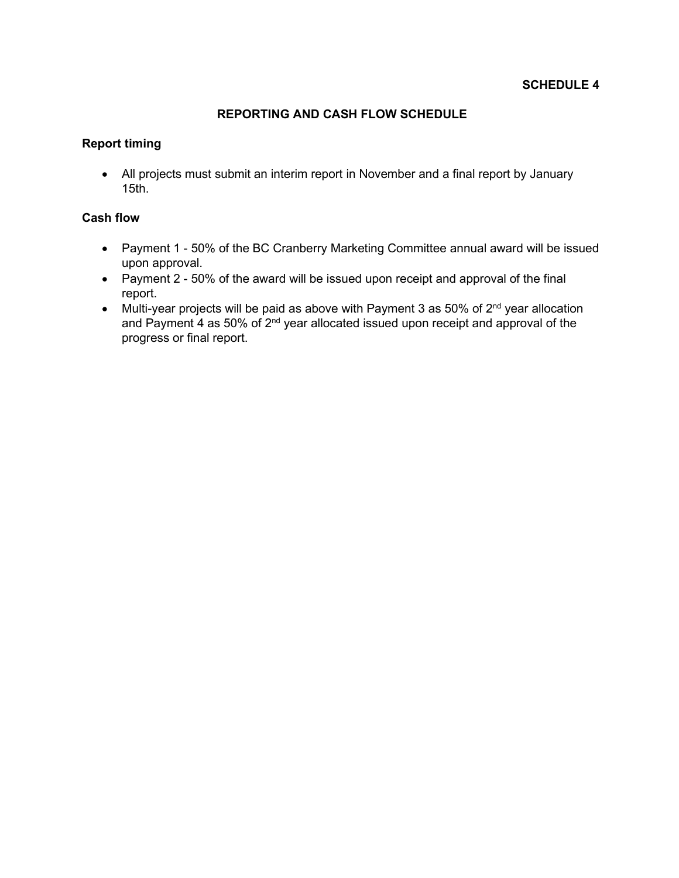**SCHEDULE 4**

## REPORTING AND CASH FLOW SCHEDULE

### Report timing

- All projects must submit an interim report in November and a final report by January 15th.

### Cash flow

- Payment 1 - 50% of the BC Cranberry Marketing Committee annual award will be issued upon approval.
- Payment 2 - 50% of the award will be issued upon receipt and approval of the final report.
- Multi-year projects will be paid as above with Payment 3 as 50% of 2nd year allocation and Payment 4 as 50% of 2nd year allocated issued upon receipt and approval of the progress or final report.